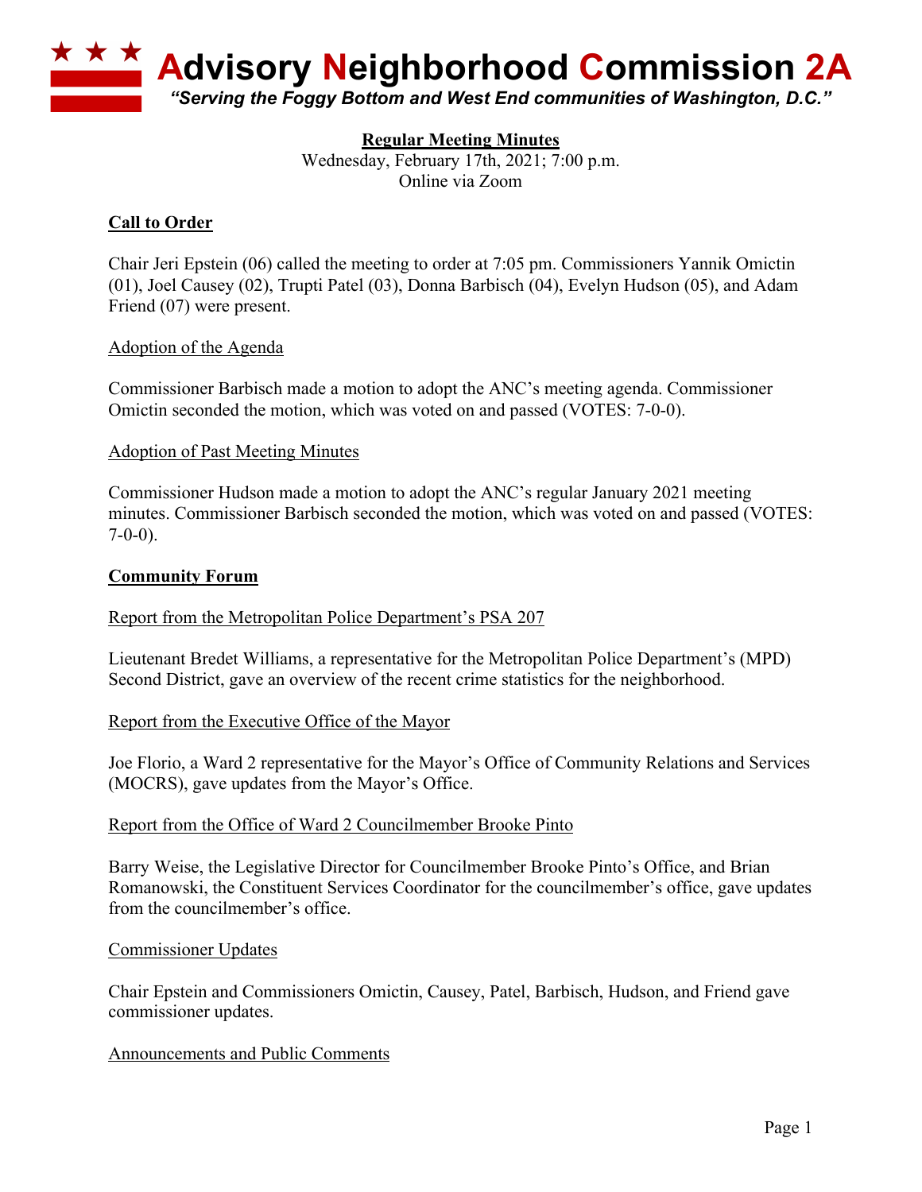# Advisory Neighborhood Commission 2A

*"Serving the Foggy Bottom and West End communities of Washington, D.C."*

**Regular Meeting Minutes**
Wednesday, February 17th, 2021; 7:00 p.m.
Online via Zoom

## Call to Order

Chair Jeri Epstein (06) called the meeting to order at 7:05 pm. Commissioners Yannik Omictin (01), Joel Causey (02), Trupti Patel (03), Donna Barbisch (04), Evelyn Hudson (05), and Adam Friend (07) were present.

### Adoption of the Agenda

Commissioner Barbisch made a motion to adopt the ANC's meeting agenda. Commissioner Omictin seconded the motion, which was voted on and passed (VOTES: 7-0-0).

### Adoption of Past Meeting Minutes

Commissioner Hudson made a motion to adopt the ANC's regular January 2021 meeting minutes. Commissioner Barbisch seconded the motion, which was voted on and passed (VOTES: 7-0-0).

## Community Forum

### Report from the Metropolitan Police Department's PSA 207

Lieutenant Bredet Williams, a representative for the Metropolitan Police Department's (MPD) Second District, gave an overview of the recent crime statistics for the neighborhood.

### Report from the Executive Office of the Mayor

Joe Florio, a Ward 2 representative for the Mayor's Office of Community Relations and Services (MOCRS), gave updates from the Mayor's Office.

### Report from the Office of Ward 2 Councilmember Brooke Pinto

Barry Weise, the Legislative Director for Councilmember Brooke Pinto's Office, and Brian Romanowski, the Constituent Services Coordinator for the councilmember's office, gave updates from the councilmember's office.

### Commissioner Updates

Chair Epstein and Commissioners Omictin, Causey, Patel, Barbisch, Hudson, and Friend gave commissioner updates.

### Announcements and Public Comments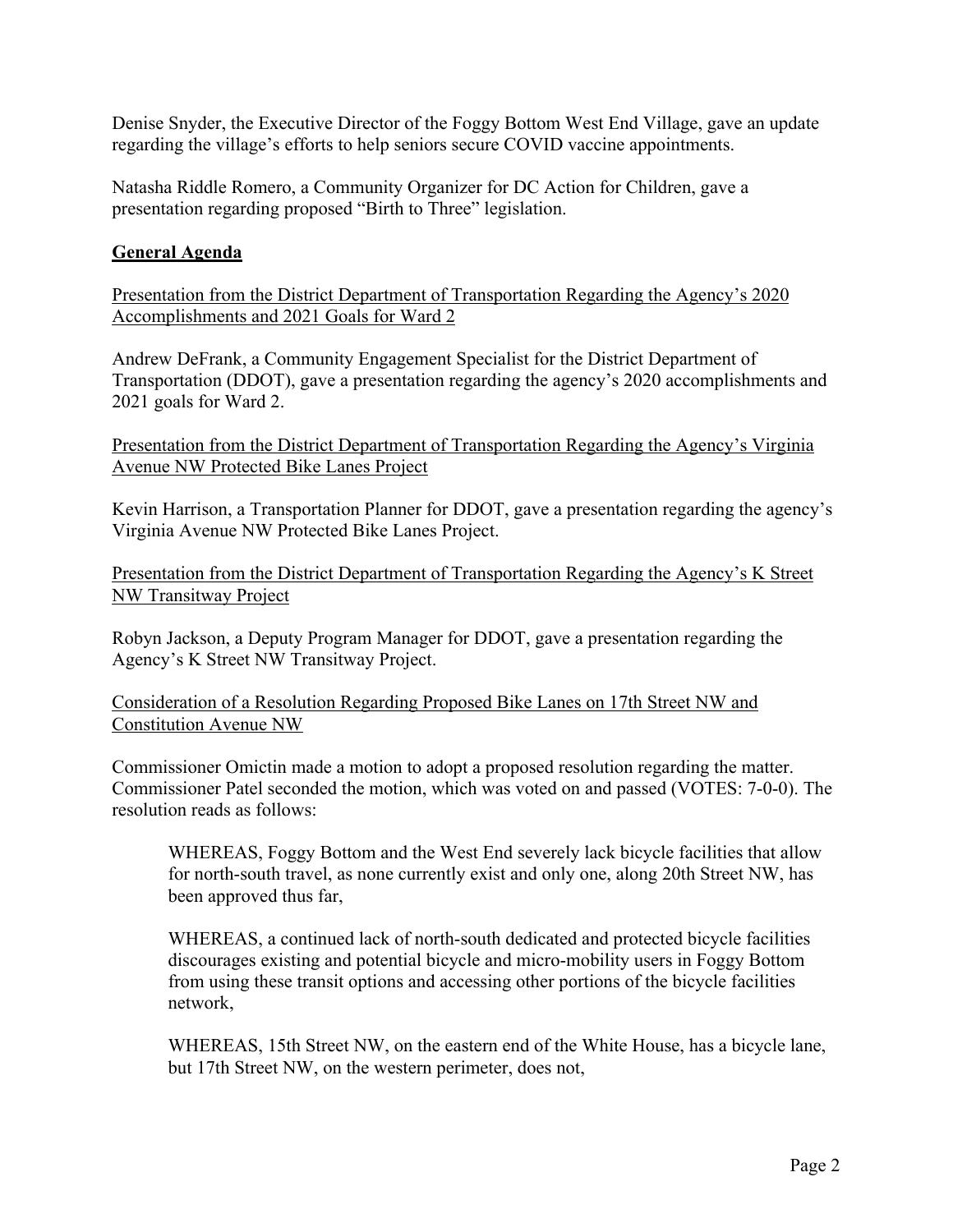Denise Snyder, the Executive Director of the Foggy Bottom West End Village, gave an update regarding the village's efforts to help seniors secure COVID vaccine appointments.

Natasha Riddle Romero, a Community Organizer for DC Action for Children, gave a presentation regarding proposed "Birth to Three" legislation.

## General Agenda

Presentation from the District Department of Transportation Regarding the Agency's 2020 Accomplishments and 2021 Goals for Ward 2

Andrew DeFrank, a Community Engagement Specialist for the District Department of Transportation (DDOT), gave a presentation regarding the agency's 2020 accomplishments and 2021 goals for Ward 2.

Presentation from the District Department of Transportation Regarding the Agency's Virginia Avenue NW Protected Bike Lanes Project

Kevin Harrison, a Transportation Planner for DDOT, gave a presentation regarding the agency's Virginia Avenue NW Protected Bike Lanes Project.

Presentation from the District Department of Transportation Regarding the Agency's K Street NW Transitway Project

Robyn Jackson, a Deputy Program Manager for DDOT, gave a presentation regarding the Agency's K Street NW Transitway Project.

Consideration of a Resolution Regarding Proposed Bike Lanes on 17th Street NW and Constitution Avenue NW

Commissioner Omictin made a motion to adopt a proposed resolution regarding the matter. Commissioner Patel seconded the motion, which was voted on and passed (VOTES: 7-0-0). The resolution reads as follows:

> WHEREAS, Foggy Bottom and the West End severely lack bicycle facilities that allow for north-south travel, as none currently exist and only one, along 20th Street NW, has been approved thus far,
>
> WHEREAS, a continued lack of north-south dedicated and protected bicycle facilities discourages existing and potential bicycle and micro-mobility users in Foggy Bottom from using these transit options and accessing other portions of the bicycle facilities network,
>
> WHEREAS, 15th Street NW, on the eastern end of the White House, has a bicycle lane, but 17th Street NW, on the western perimeter, does not,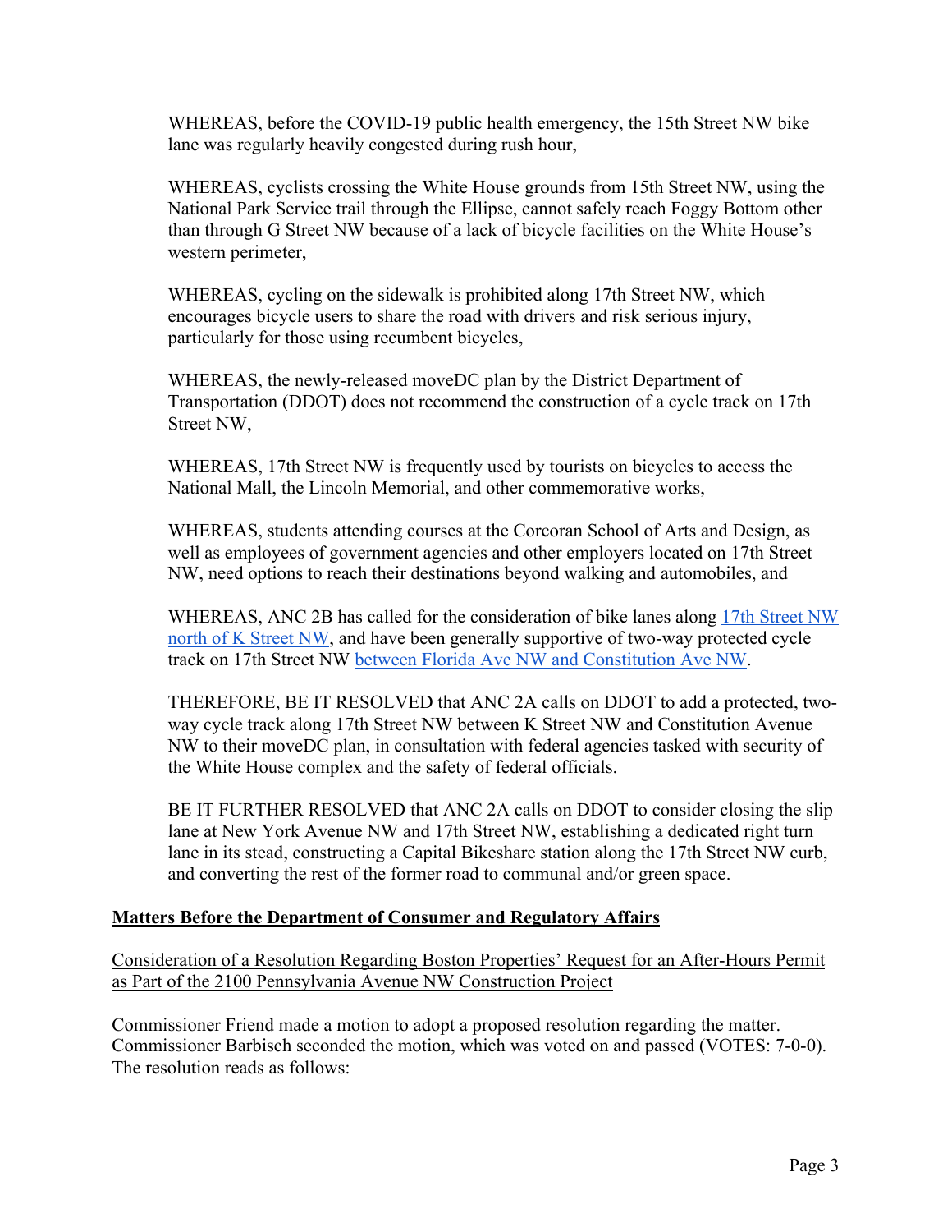WHEREAS, before the COVID-19 public health emergency, the 15th Street NW bike lane was regularly heavily congested during rush hour,

WHEREAS, cyclists crossing the White House grounds from 15th Street NW, using the National Park Service trail through the Ellipse, cannot safely reach Foggy Bottom other than through G Street NW because of a lack of bicycle facilities on the White House's western perimeter,

WHEREAS, cycling on the sidewalk is prohibited along 17th Street NW, which encourages bicycle users to share the road with drivers and risk serious injury, particularly for those using recumbent bicycles,

WHEREAS, the newly-released moveDC plan by the District Department of Transportation (DDOT) does not recommend the construction of a cycle track on 17th Street NW,

WHEREAS, 17th Street NW is frequently used by tourists on bicycles to access the National Mall, the Lincoln Memorial, and other commemorative works,

WHEREAS, students attending courses at the Corcoran School of Arts and Design, as well as employees of government agencies and other employers located on 17th Street NW, need options to reach their destinations beyond walking and automobiles, and

WHEREAS, ANC 2B has called for the consideration of bike lanes along 17th Street NW north of K Street NW, and have been generally supportive of two-way protected cycle track on 17th Street NW between Florida Ave NW and Constitution Ave NW.

THEREFORE, BE IT RESOLVED that ANC 2A calls on DDOT to add a protected, two-way cycle track along 17th Street NW between K Street NW and Constitution Avenue NW to their moveDC plan, in consultation with federal agencies tasked with security of the White House complex and the safety of federal officials.

BE IT FURTHER RESOLVED that ANC 2A calls on DDOT to consider closing the slip lane at New York Avenue NW and 17th Street NW, establishing a dedicated right turn lane in its stead, constructing a Capital Bikeshare station along the 17th Street NW curb, and converting the rest of the former road to communal and/or green space.

## Matters Before the Department of Consumer and Regulatory Affairs

Consideration of a Resolution Regarding Boston Properties' Request for an After-Hours Permit as Part of the 2100 Pennsylvania Avenue NW Construction Project

Commissioner Friend made a motion to adopt a proposed resolution regarding the matter. Commissioner Barbisch seconded the motion, which was voted on and passed (VOTES: 7-0-0). The resolution reads as follows: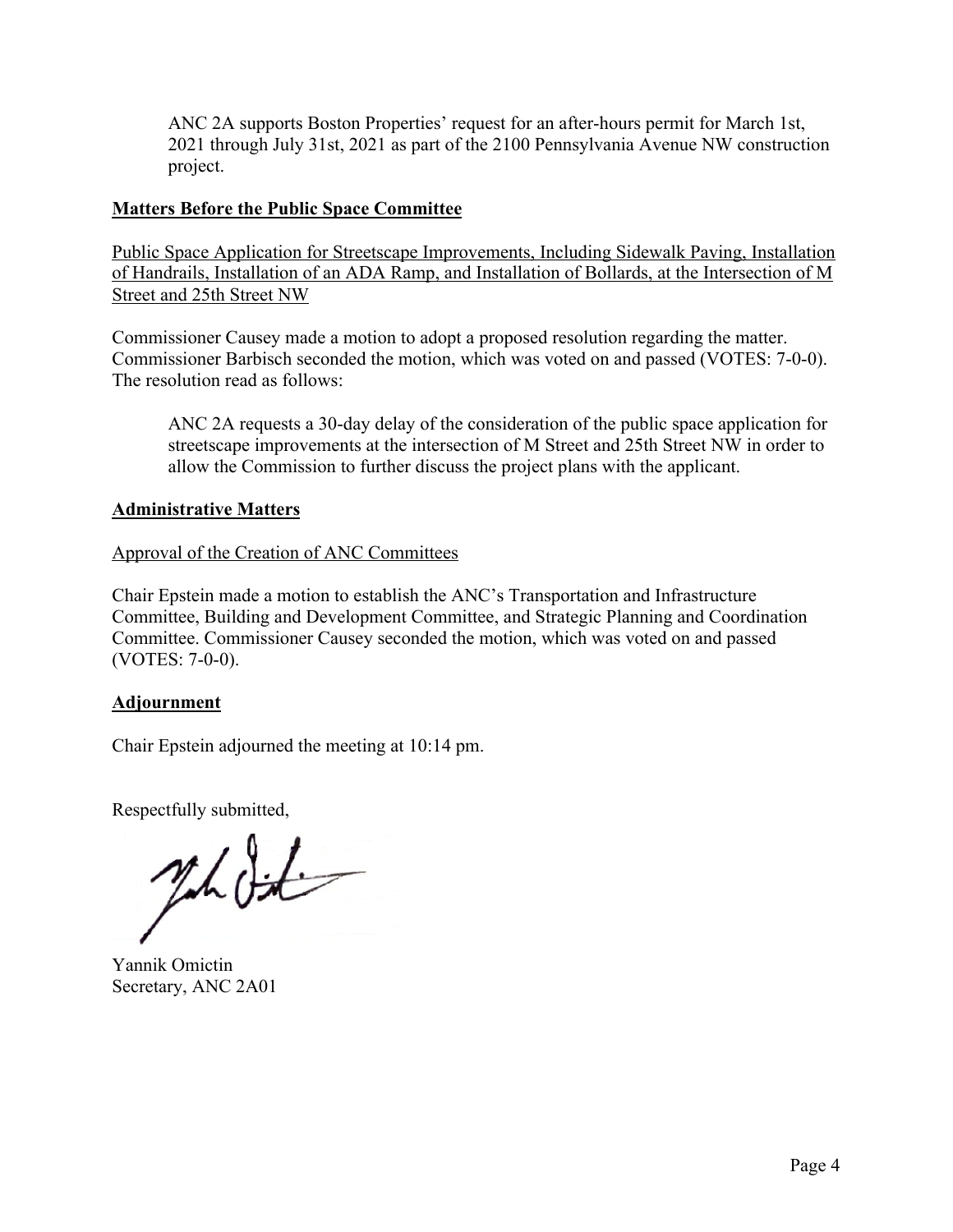> ANC 2A supports Boston Properties' request for an after-hours permit for March 1st, 2021 through July 31st, 2021 as part of the 2100 Pennsylvania Avenue NW construction project.

## Matters Before the Public Space Committee

Public Space Application for Streetscape Improvements, Including Sidewalk Paving, Installation of Handrails, Installation of an ADA Ramp, and Installation of Bollards, at the Intersection of M Street and 25th Street NW

Commissioner Causey made a motion to adopt a proposed resolution regarding the matter. Commissioner Barbisch seconded the motion, which was voted on and passed (VOTES: 7-0-0). The resolution read as follows:

> ANC 2A requests a 30-day delay of the consideration of the public space application for streetscape improvements at the intersection of M Street and 25th Street NW in order to allow the Commission to further discuss the project plans with the applicant.

## Administrative Matters

Approval of the Creation of ANC Committees

Chair Epstein made a motion to establish the ANC's Transportation and Infrastructure Committee, Building and Development Committee, and Strategic Planning and Coordination Committee. Commissioner Causey seconded the motion, which was voted on and passed (VOTES: 7-0-0).

## Adjournment

Chair Epstein adjourned the meeting at 10:14 pm.

Respectfully submitted,

Yannik Omictin
Secretary, ANC 2A01